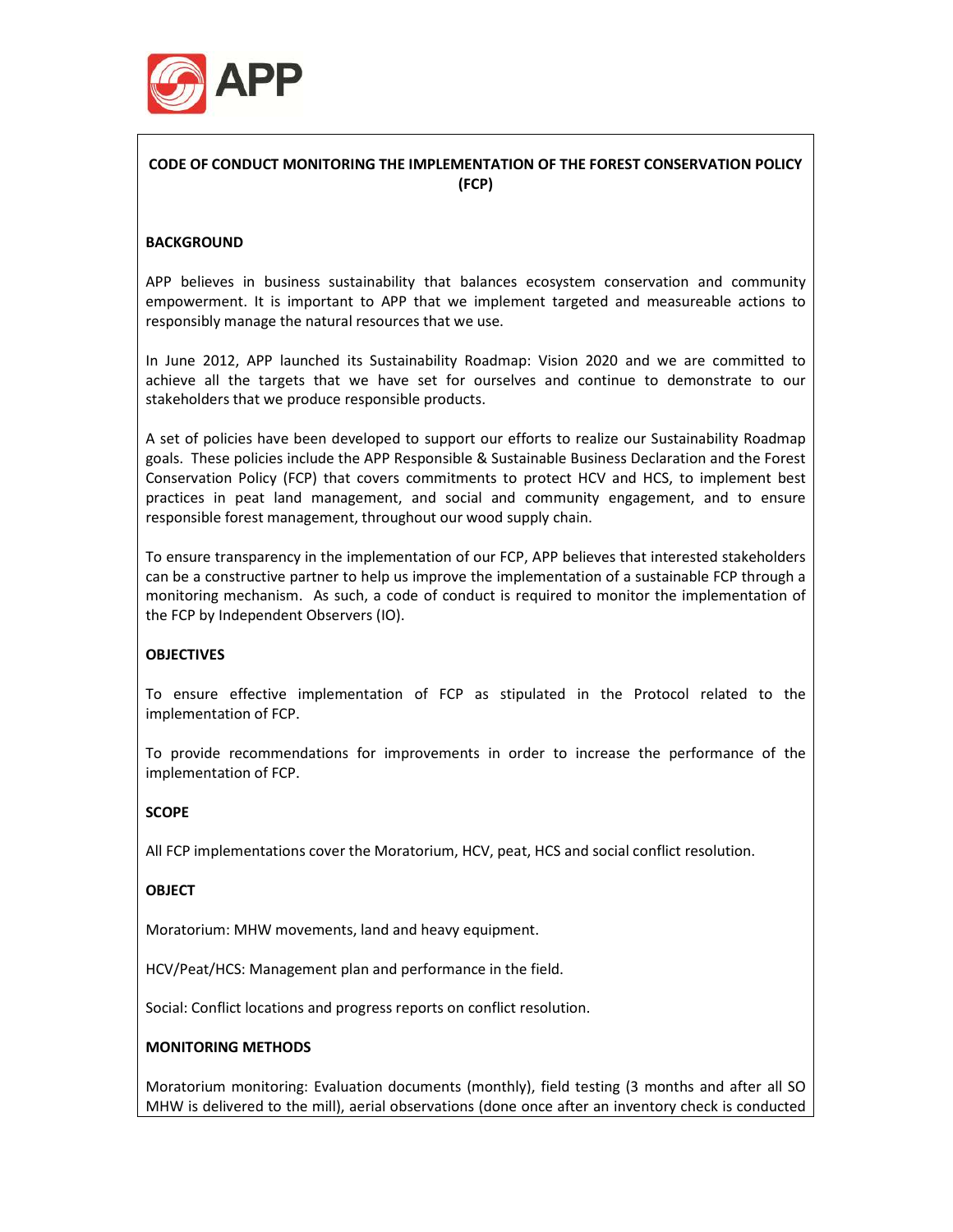APP

**CODE OF CONDUCT MONITORING THE IMPLEMENTATION OF THE FOREST CONSERVATION POLICY (FCP)**

**BACKGROUND**

APP believes in business sustainability that balances ecosystem conservation and community empowerment. It is important to APP that we implement targeted and measureable actions to responsibly manage the natural resources that we use.

In June 2012, APP launched its Sustainability Roadmap: Vision 2020 and we are committed to achieve all the targets that we have set for ourselves and continue to demonstrate to our stakeholders that we produce responsible products.

A set of policies have been developed to support our efforts to realize our Sustainability Roadmap goals. These policies include the APP Responsible & Sustainable Business Declaration and the Forest Conservation Policy (FCP) that covers commitments to protect HCV and HCS, to implement best practices in peat land management, and social and community engagement, and to ensure responsible forest management, throughout our wood supply chain.

To ensure transparency in the implementation of our FCP, APP believes that interested stakeholders can be a constructive partner to help us improve the implementation of a sustainable FCP through a monitoring mechanism. As such, a code of conduct is required to monitor the implementation of the FCP by Independent Observers (IO).

**OBJECTIVES**

To ensure effective implementation of FCP as stipulated in the Protocol related to the implementation of FCP.

To provide recommendations for improvements in order to increase the performance of the implementation of FCP.

**SCOPE**

All FCP implementations cover the Moratorium, HCV, peat, HCS and social conflict resolution.

**OBJECT**

Moratorium: MHW movements, land and heavy equipment.

HCV/Peat/HCS: Management plan and performance in the field.

Social: Conflict locations and progress reports on conflict resolution.

**MONITORING METHODS**

Moratorium monitoring: Evaluation documents (monthly), field testing (3 months and after all SO MHW is delivered to the mill), aerial observations (done once after an inventory check is conducted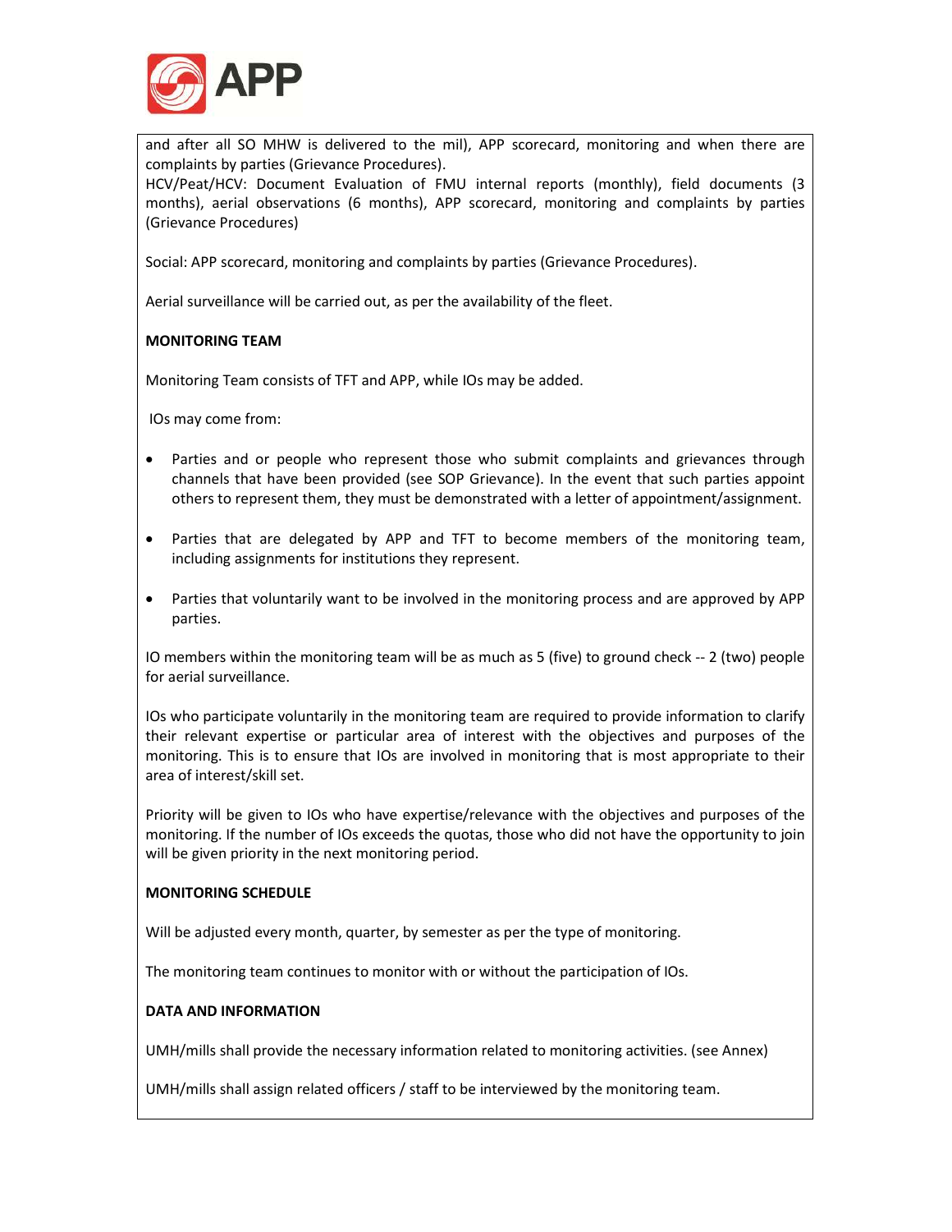and after all SO MHW is delivered to the mil), APP scorecard, monitoring and when there are complaints by parties (Grievance Procedures).
HCV/Peat/HCV: Document Evaluation of FMU internal reports (monthly), field documents (3 months), aerial observations (6 months), APP scorecard, monitoring and complaints by parties (Grievance Procedures)

Social: APP scorecard, monitoring and complaints by parties (Grievance Procedures).

Aerial surveillance will be carried out, as per the availability of the fleet.

**MONITORING TEAM**

Monitoring Team consists of TFT and APP, while IOs may be added.

IOs may come from:

- Parties and or people who represent those who submit complaints and grievances through channels that have been provided (see SOP Grievance). In the event that such parties appoint others to represent them, they must be demonstrated with a letter of appointment/assignment.

- Parties that are delegated by APP and TFT to become members of the monitoring team, including assignments for institutions they represent.

- Parties that voluntarily want to be involved in the monitoring process and are approved by APP parties.

IO members within the monitoring team will be as much as 5 (five) to ground check -- 2 (two) people for aerial surveillance.

IOs who participate voluntarily in the monitoring team are required to provide information to clarify their relevant expertise or particular area of interest with the objectives and purposes of the monitoring. This is to ensure that IOs are involved in monitoring that is most appropriate to their area of interest/skill set.

Priority will be given to IOs who have expertise/relevance with the objectives and purposes of the monitoring. If the number of IOs exceeds the quotas, those who did not have the opportunity to join will be given priority in the next monitoring period.

**MONITORING SCHEDULE**

Will be adjusted every month, quarter, by semester as per the type of monitoring.

The monitoring team continues to monitor with or without the participation of IOs.

**DATA AND INFORMATION**

UMH/mills shall provide the necessary information related to monitoring activities. (see Annex)

UMH/mills shall assign related officers / staff to be interviewed by the monitoring team.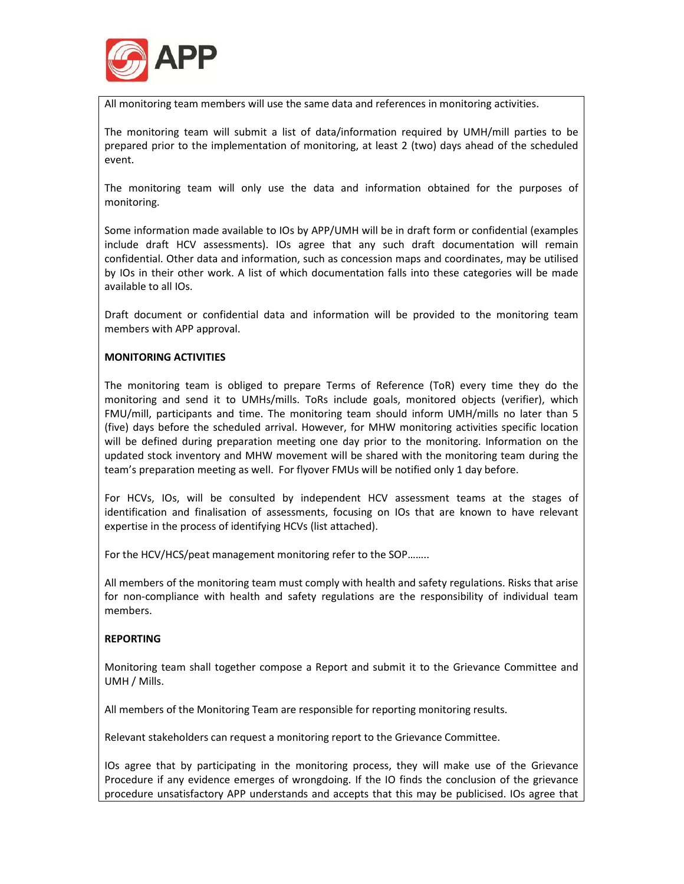All monitoring team members will use the same data and references in monitoring activities.

The monitoring team will submit a list of data/information required by UMH/mill parties to be prepared prior to the implementation of monitoring, at least 2 (two) days ahead of the scheduled event.

The monitoring team will only use the data and information obtained for the purposes of monitoring.

Some information made available to IOs by APP/UMH will be in draft form or confidential (examples include draft HCV assessments). IOs agree that any such draft documentation will remain confidential. Other data and information, such as concession maps and coordinates, may be utilised by IOs in their other work. A list of which documentation falls into these categories will be made available to all IOs.

Draft document or confidential data and information will be provided to the monitoring team members with APP approval.

**MONITORING ACTIVITIES**

The monitoring team is obliged to prepare Terms of Reference (ToR) every time they do the monitoring and send it to UMHs/mills. ToRs include goals, monitored objects (verifier), which FMU/mill, participants and time. The monitoring team should inform UMH/mills no later than 5 (five) days before the scheduled arrival. However, for MHW monitoring activities specific location will be defined during preparation meeting one day prior to the monitoring. Information on the updated stock inventory and MHW movement will be shared with the monitoring team during the team's preparation meeting as well. For flyover FMUs will be notified only 1 day before.

For HCVs, IOs, will be consulted by independent HCV assessment teams at the stages of identification and finalisation of assessments, focusing on IOs that are known to have relevant expertise in the process of identifying HCVs (list attached).

For the HCV/HCS/peat management monitoring refer to the SOP……..

All members of the monitoring team must comply with health and safety regulations. Risks that arise for non-compliance with health and safety regulations are the responsibility of individual team members.

**REPORTING**

Monitoring team shall together compose a Report and submit it to the Grievance Committee and UMH / Mills.

All members of the Monitoring Team are responsible for reporting monitoring results.

Relevant stakeholders can request a monitoring report to the Grievance Committee.

IOs agree that by participating in the monitoring process, they will make use of the Grievance Procedure if any evidence emerges of wrongdoing. If the IO finds the conclusion of the grievance procedure unsatisfactory APP understands and accepts that this may be publicised. IOs agree that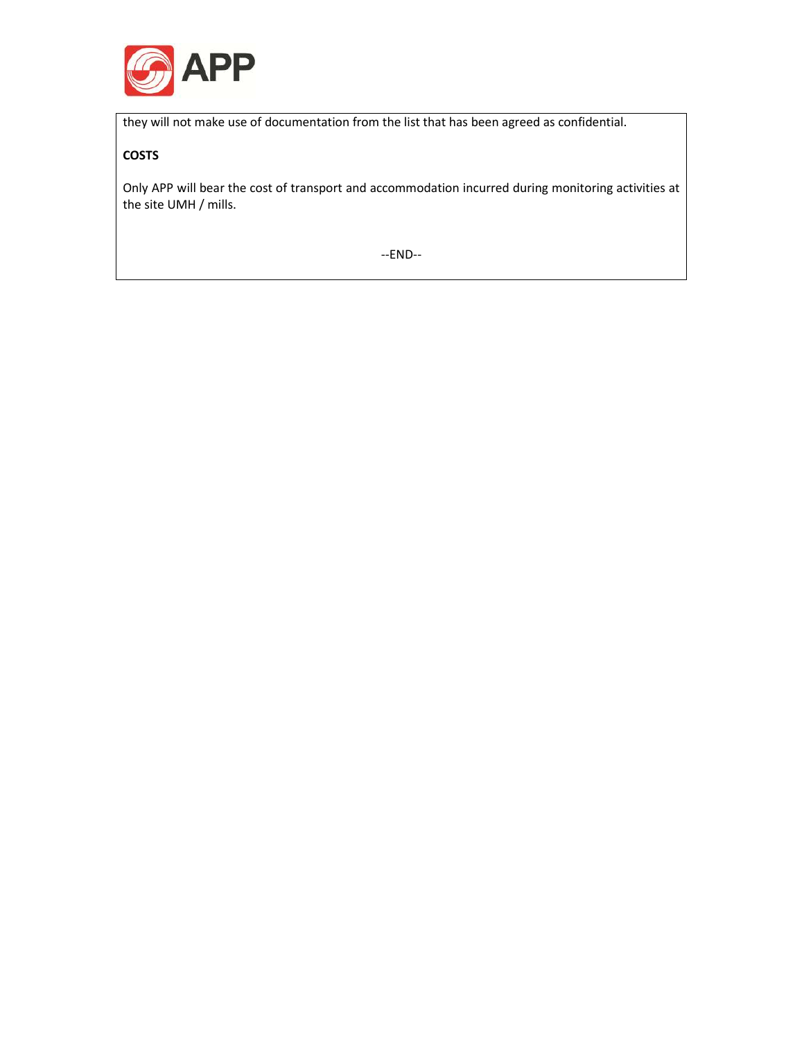they will not make use of documentation from the list that has been agreed as confidential.

**COSTS**

Only APP will bear the cost of transport and accommodation incurred during monitoring activities at the site UMH / mills.

--END--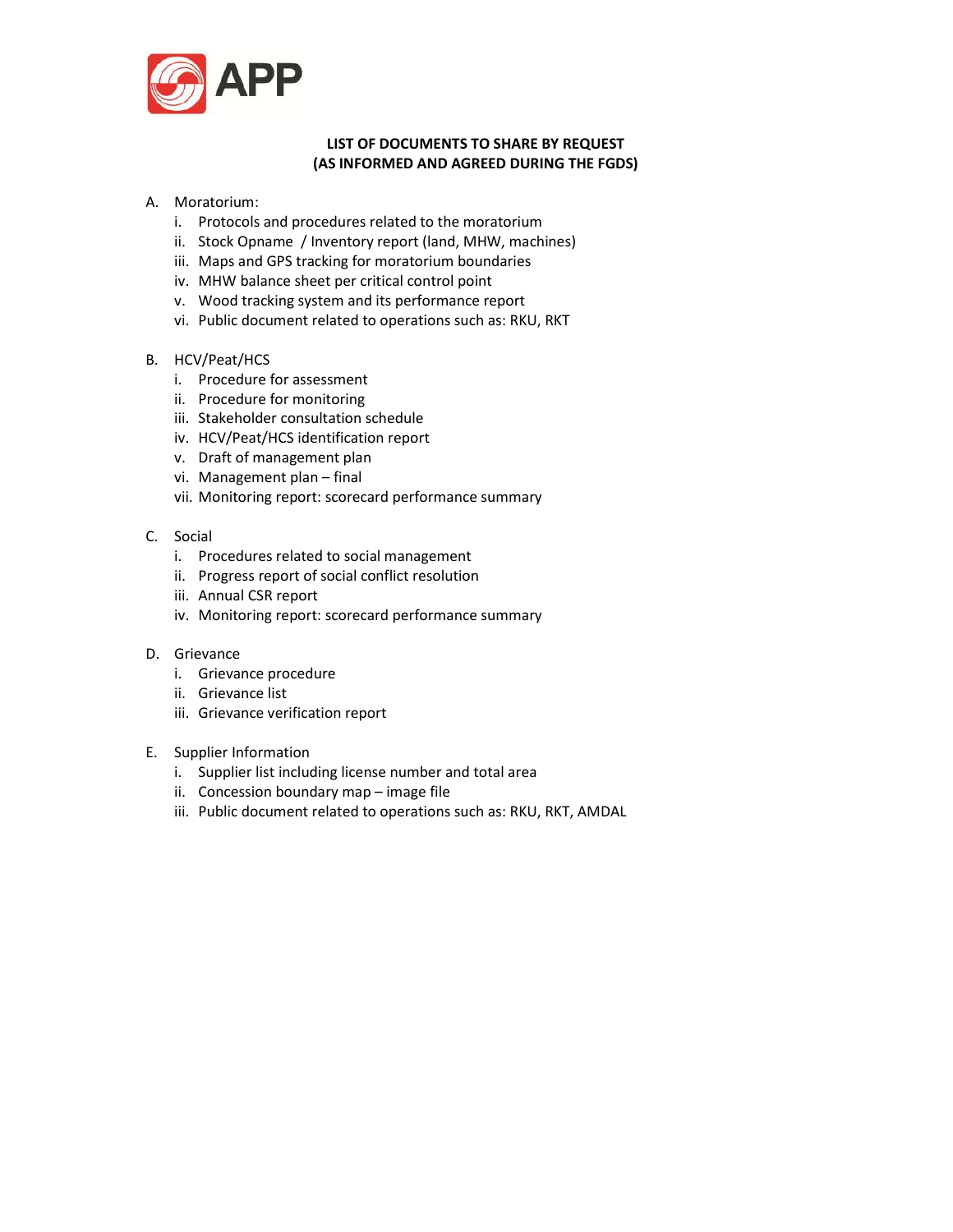APP

## LIST OF DOCUMENTS TO SHARE BY REQUEST
## (AS INFORMED AND AGREED DURING THE FGDS)

A. Moratorium:
   i. Protocols and procedures related to the moratorium
   ii. Stock Opname / Inventory report (land, MHW, machines)
   iii. Maps and GPS tracking for moratorium boundaries
   iv. MHW balance sheet per critical control point
   v. Wood tracking system and its performance report
   vi. Public document related to operations such as: RKU, RKT

B. HCV/Peat/HCS
   i. Procedure for assessment
   ii. Procedure for monitoring
   iii. Stakeholder consultation schedule
   iv. HCV/Peat/HCS identification report
   v. Draft of management plan
   vi. Management plan – final
   vii. Monitoring report: scorecard performance summary

C. Social
   i. Procedures related to social management
   ii. Progress report of social conflict resolution
   iii. Annual CSR report
   iv. Monitoring report: scorecard performance summary

D. Grievance
   i. Grievance procedure
   ii. Grievance list
   iii. Grievance verification report

E. Supplier Information
   i. Supplier list including license number and total area
   ii. Concession boundary map – image file
   iii. Public document related to operations such as: RKU, RKT, AMDAL